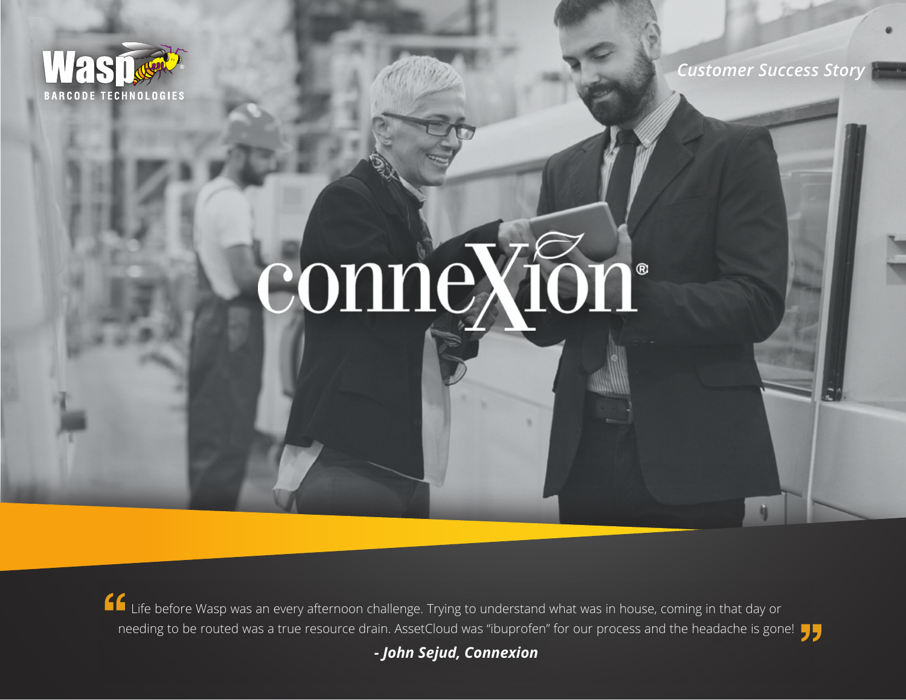Wasp BARCODE TECHNOLOGIES

*Customer Success Story*

# conneXion®

> Life before Wasp was an every afternoon challenge. Trying to understand what was in house, coming in that day or needing to be routed was a true resource drain. AssetCloud was "ibuprofen" for our process and the headache is gone!
>
> ***- John Sejud, Connexion***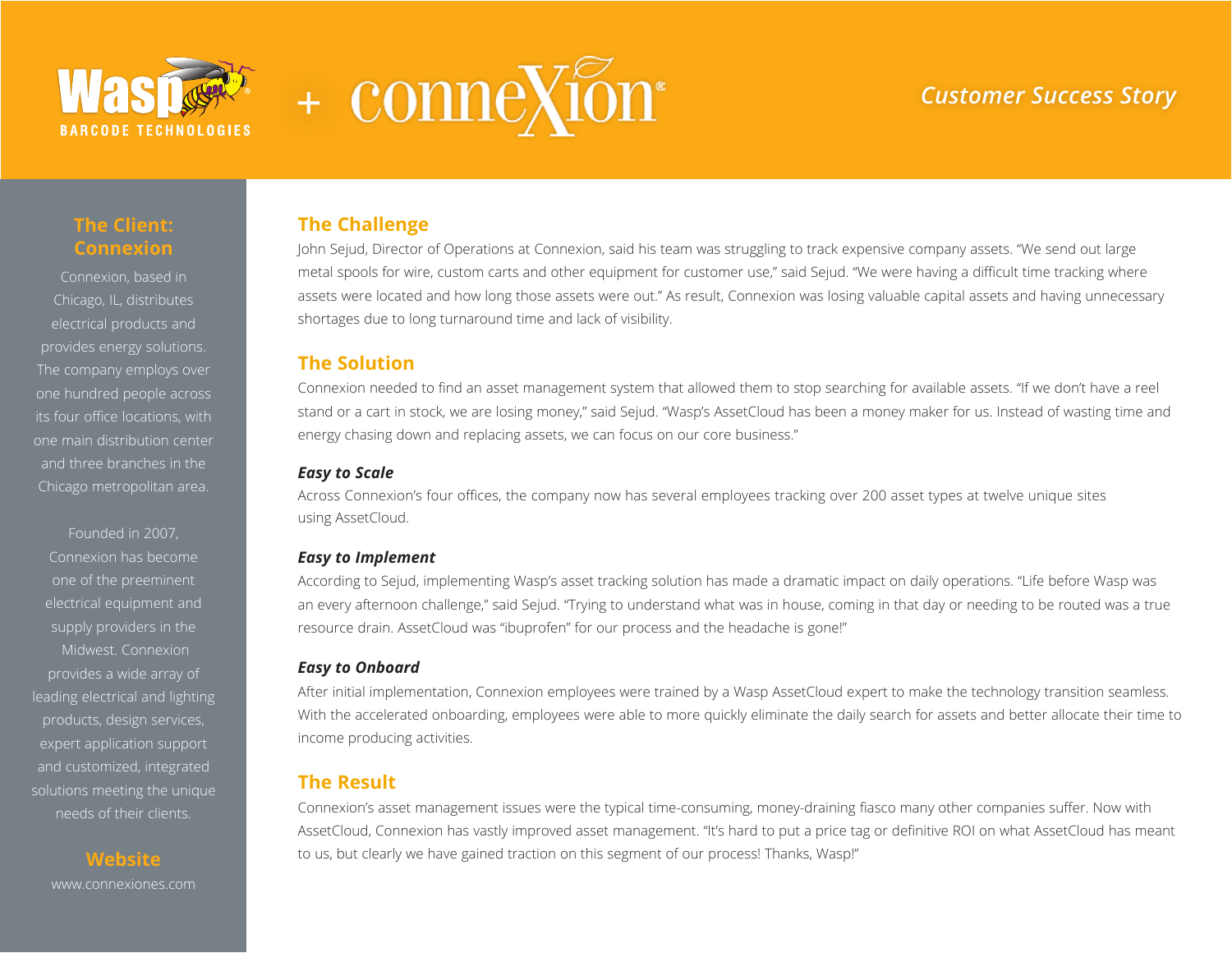Customer Success Story

## The Client: Connexion

Connexion, based in Chicago, IL, distributes electrical products and provides energy solutions. The company employs over one hundred people across its four office locations, with one main distribution center and three branches in the Chicago metropolitan area.

Founded in 2007, Connexion has become one of the preeminent electrical equipment and supply providers in the Midwest. Connexion provides a wide array of leading electrical and lighting products, design services, expert application support and customized, integrated solutions meeting the unique needs of their clients.

## Website

www.connexiones.com

## The Challenge

John Sejud, Director of Operations at Connexion, said his team was struggling to track expensive company assets. "We send out large metal spools for wire, custom carts and other equipment for customer use," said Sejud. "We were having a difficult time tracking where assets were located and how long those assets were out." As result, Connexion was losing valuable capital assets and having unnecessary shortages due to long turnaround time and lack of visibility.

## The Solution

Connexion needed to find an asset management system that allowed them to stop searching for available assets. "If we don't have a reel stand or a cart in stock, we are losing money," said Sejud. "Wasp's AssetCloud has been a money maker for us. Instead of wasting time and energy chasing down and replacing assets, we can focus on our core business."

### *Easy to Scale*

Across Connexion's four offices, the company now has several employees tracking over 200 asset types at twelve unique sites using AssetCloud.

### *Easy to Implement*

According to Sejud, implementing Wasp's asset tracking solution has made a dramatic impact on daily operations. "Life before Wasp was an every afternoon challenge," said Sejud. "Trying to understand what was in house, coming in that day or needing to be routed was a true resource drain. AssetCloud was "ibuprofen" for our process and the headache is gone!"

### *Easy to Onboard*

After initial implementation, Connexion employees were trained by a Wasp AssetCloud expert to make the technology transition seamless. With the accelerated onboarding, employees were able to more quickly eliminate the daily search for assets and better allocate their time to income producing activities.

## The Result

Connexion's asset management issues were the typical time-consuming, money-draining fiasco many other companies suffer. Now with AssetCloud, Connexion has vastly improved asset management. "It's hard to put a price tag or definitive ROI on what AssetCloud has meant to us, but clearly we have gained traction on this segment of our process! Thanks, Wasp!"